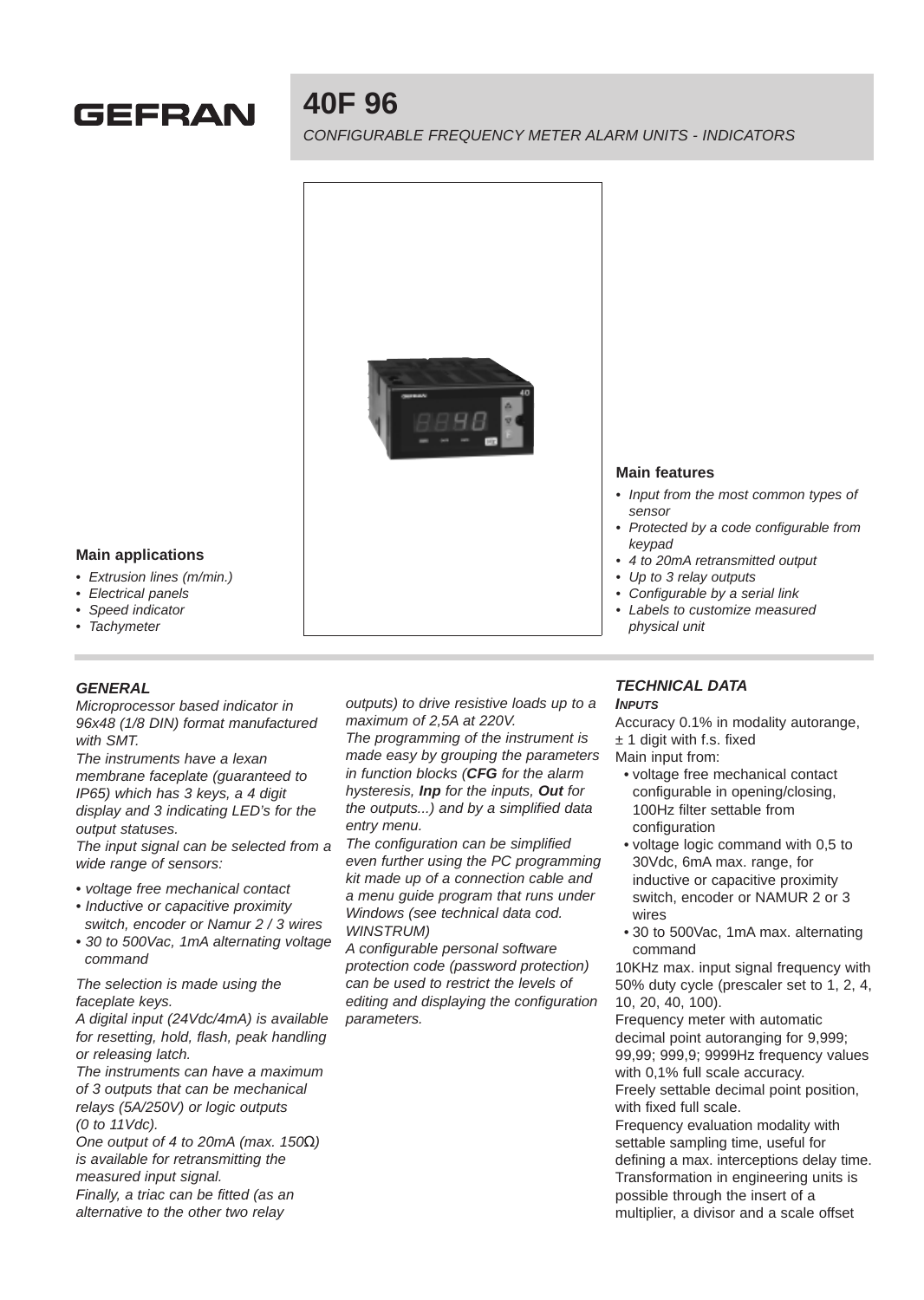# GEFRAN

# 40F 96

*CONFIGURABLE FREQUENCY METER ALARM UNITS - INDICATORS*

### Main applications

- *Extrusion lines (m/min.)*
- *Electrical panels*
- *Speed indicator*
- *Tachymeter*

### Main features

- *Input from the most common types of sensor*
- *Protected by a code configurable from keypad*
- *4 to 20mA retransmitted output*
- *Up to 3 relay outputs*
- *Configurable by a serial link*
- *Labels to customize measured physical unit*

## *GENERAL*

*Microprocessor based indicator in 96x48 (1/8 DIN) format manufactured with SMT.*

*The instruments have a lexan membrane faceplate (guaranteed to IP65) which has 3 keys, a 4 digit display and 3 indicating LED's for the output statuses.*

*The input signal can be selected from a wide range of sensors:*

- *voltage free mechanical contact*
- *Inductive or capacitive proximity switch, encoder or Namur 2 / 3 wires*
- *30 to 500Vac, 1mA alternating voltage command*

*The selection is made using the faceplate keys.*

*A digital input (24Vdc/4mA) is available for resetting, hold, flash, peak handling or releasing latch.*

*The instruments can have a maximum of 3 outputs that can be mechanical relays (5A/250V) or logic outputs (0 to 11Vdc).*

*One output of 4 to 20mA (max. 150Ω) is available for retransmitting the measured input signal.*

*Finally, a triac can be fitted (as an alternative to the other two relay outputs) to drive resistive loads up to a maximum of 2,5A at 220V.*

*The programming of the instrument is made easy by grouping the parameters in function blocks (**CFG** for the alarm hysteresis, **Inp** for the inputs, **Out** for the outputs...) and by a simplified data entry menu.*

*The configuration can be simplified even further using the PC programming kit made up of a connection cable and a menu guide program that runs under Windows (see technical data cod. WINSTRUM)*

*A configurable personal software protection code (password protection) can be used to restrict the levels of editing and displaying the configuration parameters.*

## *TECHNICAL DATA*

#### *INPUTS*

Accuracy 0.1% in modality autorange, ± 1 digit with f.s. fixed

Main input from:

- voltage free mechanical contact configurable in opening/closing, 100Hz filter settable from configuration
- voltage logic command with 0,5 to 30Vdc, 6mA max. range, for inductive or capacitive proximity switch, encoder or NAMUR 2 or 3 wires
- 30 to 500Vac, 1mA max. alternating command

10KHz max. input signal frequency with 50% duty cycle (prescaler set to 1, 2, 4, 10, 20, 40, 100).

Frequency meter with automatic decimal point autoranging for 9,999; 99,99; 999,9; 9999Hz frequency values with 0,1% full scale accuracy.

Freely settable decimal point position, with fixed full scale.

Frequency evaluation modality with settable sampling time, useful for defining a max. interceptions delay time.

Transformation in engineering units is possible through the insert of a multiplier, a divisor and a scale offset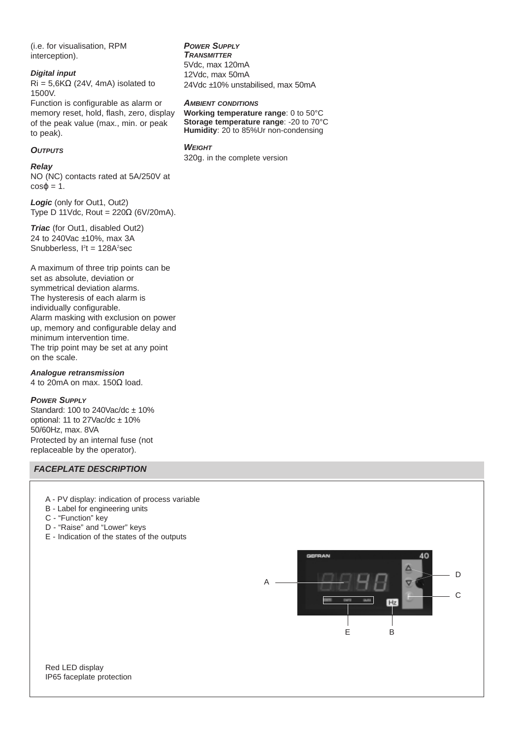(i.e. for visualisation, RPM interception).

***Digital input***
Ri = 5,6KΩ (24V, 4mA) isolated to 1500V.
Function is configurable as alarm or memory reset, hold, flash, zero, display of the peak value (max., min. or peak to peak).

### *OUTPUTS*

***Relay***
NO (NC) contacts rated at 5A/250V at cosϕ = 1.

***Logic*** (only for Out1, Out2)
Type D 11Vdc, Rout = 220Ω (6V/20mA).

***Triac*** (for Out1, disabled Out2)
24 to 240Vac ±10%, max 3A
Snubberless, $I^2t = 128A^2sec$

A maximum of three trip points can be set as absolute, deviation or symmetrical deviation alarms.
The hysteresis of each alarm is individually configurable.
Alarm masking with exclusion on power up, memory and configurable delay and minimum intervention time.
The trip point may be set at any point on the scale.

***Analogue retransmission***
4 to 20mA on max. 150Ω load.

### *POWER SUPPLY*

Standard: 100 to 240Vac/dc ± 10%
optional: 11 to 27Vac/dc ± 10%
50/60Hz, max. 8VA
Protected by an internal fuse (not replaceable by the operator).

### *POWER SUPPLY*
### *TRANSMITTER*

5Vdc, max 120mA
12Vdc, max 50mA
24Vdc ±10% unstabilised, max 50mA

### *AMBIENT CONDITIONS*

**Working temperature range**: 0 to 50°C
**Storage temperature range**: -20 to 70°C
**Humidity**: 20 to 85%Ur non-condensing

### *WEIGHT*

320g. in the complete version

## *FACEPLATE DESCRIPTION*

A - PV display: indication of process variable
B - Label for engineering units
C - “Function” key
D - “Raise” and “Lower” keys
E - Indication of the states of the outputs

Red LED display
IP65 faceplate protection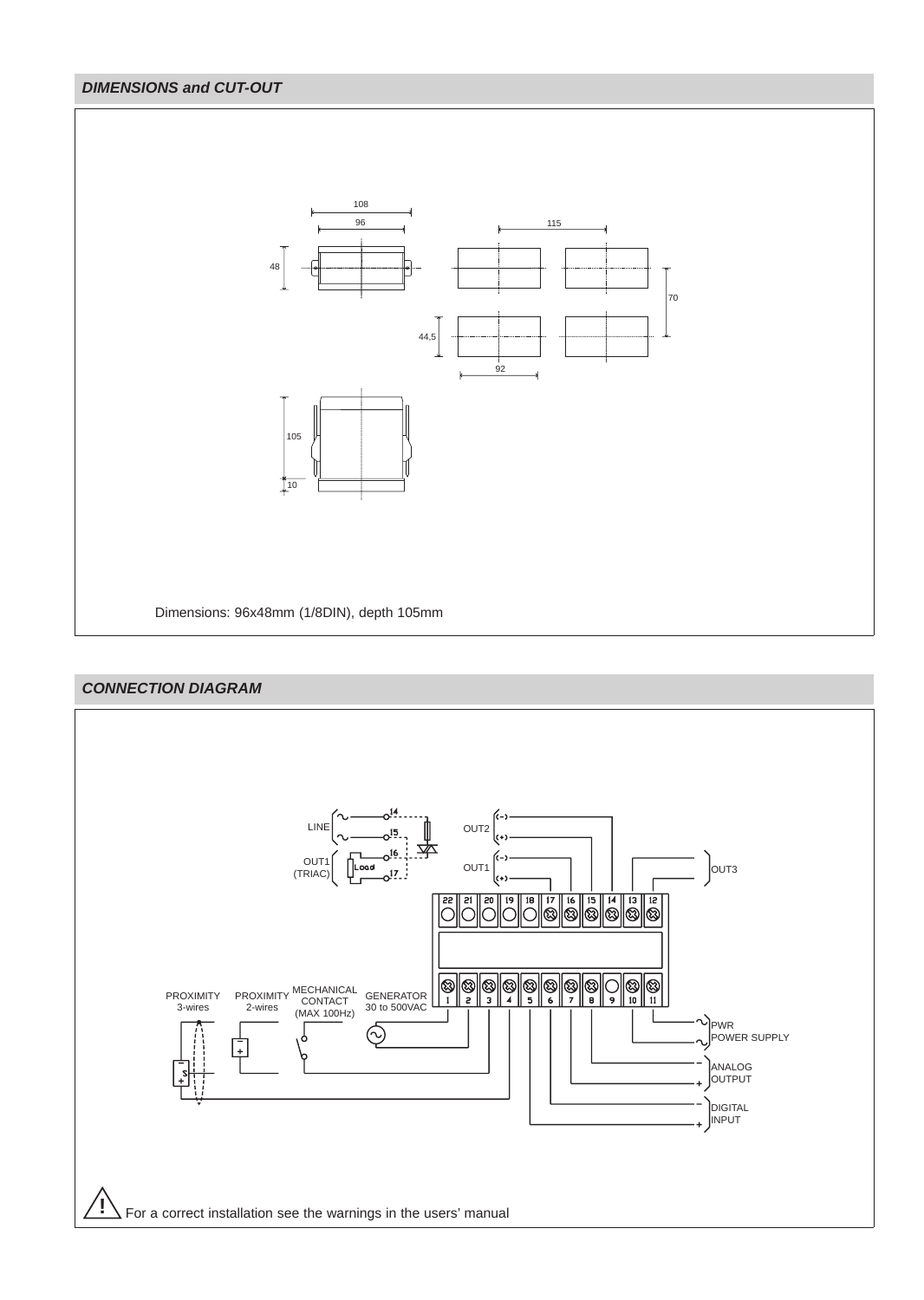## DIMENSIONS and CUT-OUT

Dimensions: 96x48mm (1/8DIN), depth 105mm

## CONNECTION DIAGRAM

For a correct installation see the warnings in the users' manual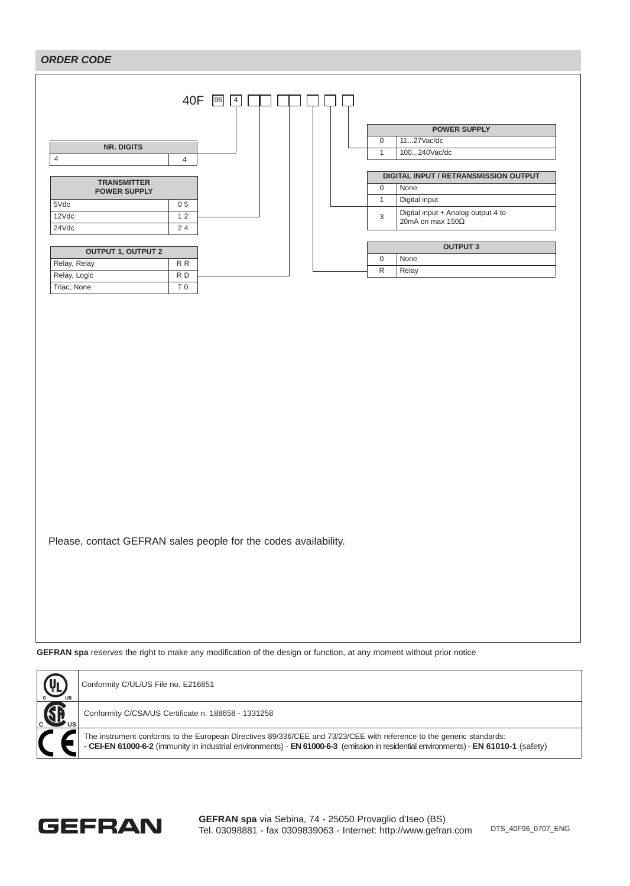## *ORDER CODE*

40F 96 4 ☐☐ ☐☐ ☐ ☐ ☐

| NR. DIGITS | |
|---|---|
| 4 | 4 |

| TRANSMITTER POWER SUPPLY | |
|---|---|
| 5Vdc | 0 5 |
| 12Vdc | 1 2 |
| 24Vdc | 2 4 |

| OUTPUT 1, OUTPUT 2 | |
|---|---|
| Relay, Relay | R R |
| Relay, Logic | R D |
| Triac, None | T 0 |

| POWER SUPPLY | |
|---|---|
| 0 | 11...27Vac/dc |
| 1 | 100...240Vac/dc |

| DIGITAL INPUT / RETRANSMISSION OUTPUT | |
|---|---|
| 0 | None |
| 1 | Digital input |
| 3 | Digital input + Analog output 4 to 20mA on max 150Ω |

| OUTPUT 3 | |
|---|---|
| 0 | None |
| R | Relay |

Please, contact GEFRAN sales people for the codes availability.

**GEFRAN spa** reserves the right to make any modification of the design or function, at any moment without prior notice

| | |
|---|---|
| UL | Conformity C/UL/US File no. E216851 |
| CSA | Conformity C/CSA/US Certificate n. 188658 - 1331258 |
| CE | The instrument conforms to the European Directives 89/336/CEE and 73/23/CEE with reference to the generic standards: **- CEI-EN 61000-6-2** (immunity in industrial environments) - **EN 61000-6-3** (emission in residential environments) - **EN 61010-1** (safety) |

GEFRAN

**GEFRAN spa** via Sebina, 74 - 25050 Provaglio d'Iseo (BS)
Tel. 03098881 - fax 0309839063 - Internet: http://www.gefran.com

DTS_40F96_0707_ENG